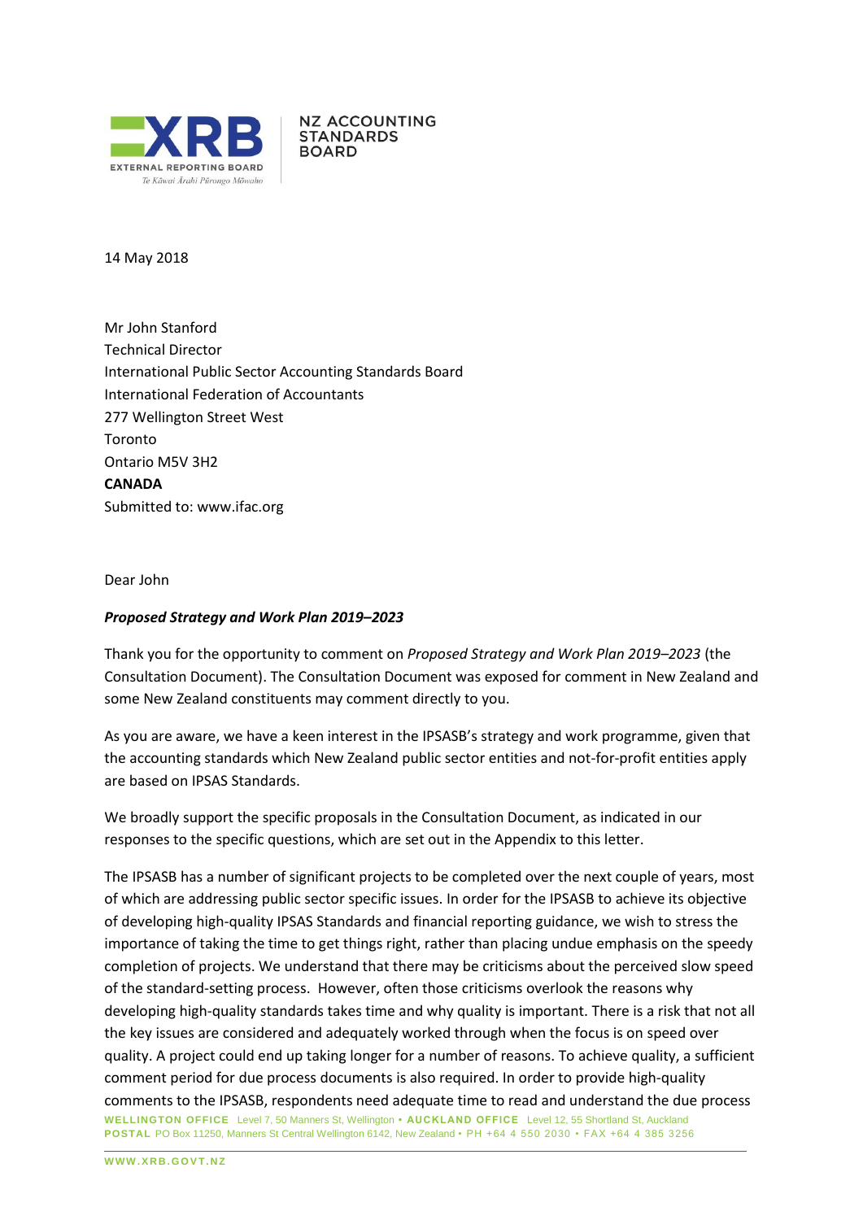XRB EXTERNAL REPORTING BOARD
Te Kāwai Ārahi Pūrongo Mōwaho

NZ ACCOUNTING STANDARDS BOARD

14 May 2018

Mr John Stanford
Technical Director
International Public Sector Accounting Standards Board
International Federation of Accountants
277 Wellington Street West
Toronto
Ontario M5V 3H2
**CANADA**
Submitted to: www.ifac.org

Dear John

***Proposed Strategy and Work Plan 2019–2023***

Thank you for the opportunity to comment on *Proposed Strategy and Work Plan 2019–2023* (the Consultation Document). The Consultation Document was exposed for comment in New Zealand and some New Zealand constituents may comment directly to you.

As you are aware, we have a keen interest in the IPSASB's strategy and work programme, given that the accounting standards which New Zealand public sector entities and not-for-profit entities apply are based on IPSAS Standards.

We broadly support the specific proposals in the Consultation Document, as indicated in our responses to the specific questions, which are set out in the Appendix to this letter.

The IPSASB has a number of significant projects to be completed over the next couple of years, most of which are addressing public sector specific issues. In order for the IPSASB to achieve its objective of developing high-quality IPSAS Standards and financial reporting guidance, we wish to stress the importance of taking the time to get things right, rather than placing undue emphasis on the speedy completion of projects. We understand that there may be criticisms about the perceived slow speed of the standard-setting process. However, often those criticisms overlook the reasons why developing high-quality standards takes time and why quality is important. There is a risk that not all the key issues are considered and adequately worked through when the focus is on speed over quality. A project could end up taking longer for a number of reasons. To achieve quality, a sufficient comment period for due process documents is also required. In order to provide high-quality comments to the IPSASB, respondents need adequate time to read and understand the due process

**WELLINGTON OFFICE** Level 7, 50 Manners St, Wellington • **AUCKLAND OFFICE** Level 12, 55 Shortland St, Auckland
**POSTAL** PO Box 11250, Manners St Central Wellington 6142, New Zealand • PH +64 4 550 2030 • FAX +64 4 385 3256

**WWW.XRB.GOVT.NZ**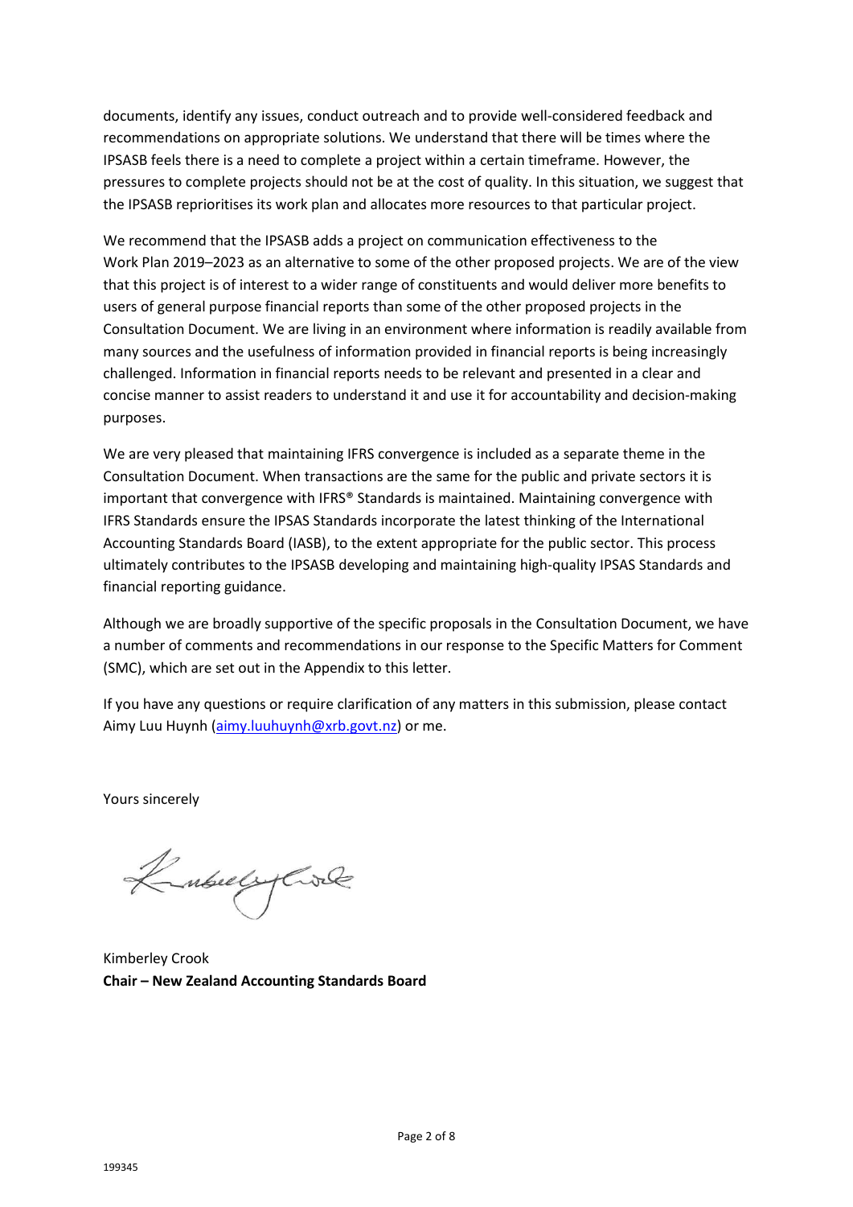documents, identify any issues, conduct outreach and to provide well-considered feedback and recommendations on appropriate solutions. We understand that there will be times where the IPSASB feels there is a need to complete a project within a certain timeframe. However, the pressures to complete projects should not be at the cost of quality. In this situation, we suggest that the IPSASB reprioritises its work plan and allocates more resources to that particular project.

We recommend that the IPSASB adds a project on communication effectiveness to the Work Plan 2019–2023 as an alternative to some of the other proposed projects. We are of the view that this project is of interest to a wider range of constituents and would deliver more benefits to users of general purpose financial reports than some of the other proposed projects in the Consultation Document. We are living in an environment where information is readily available from many sources and the usefulness of information provided in financial reports is being increasingly challenged. Information in financial reports needs to be relevant and presented in a clear and concise manner to assist readers to understand it and use it for accountability and decision-making purposes.

We are very pleased that maintaining IFRS convergence is included as a separate theme in the Consultation Document. When transactions are the same for the public and private sectors it is important that convergence with IFRS® Standards is maintained. Maintaining convergence with IFRS Standards ensure the IPSAS Standards incorporate the latest thinking of the International Accounting Standards Board (IASB), to the extent appropriate for the public sector. This process ultimately contributes to the IPSASB developing and maintaining high-quality IPSAS Standards and financial reporting guidance.

Although we are broadly supportive of the specific proposals in the Consultation Document, we have a number of comments and recommendations in our response to the Specific Matters for Comment (SMC), which are set out in the Appendix to this letter.

If you have any questions or require clarification of any matters in this submission, please contact Aimy Luu Huynh (aimy.luuhuynh@xrb.govt.nz) or me.

Yours sincerely

Kimberley Crook
**Chair – New Zealand Accounting Standards Board**

199345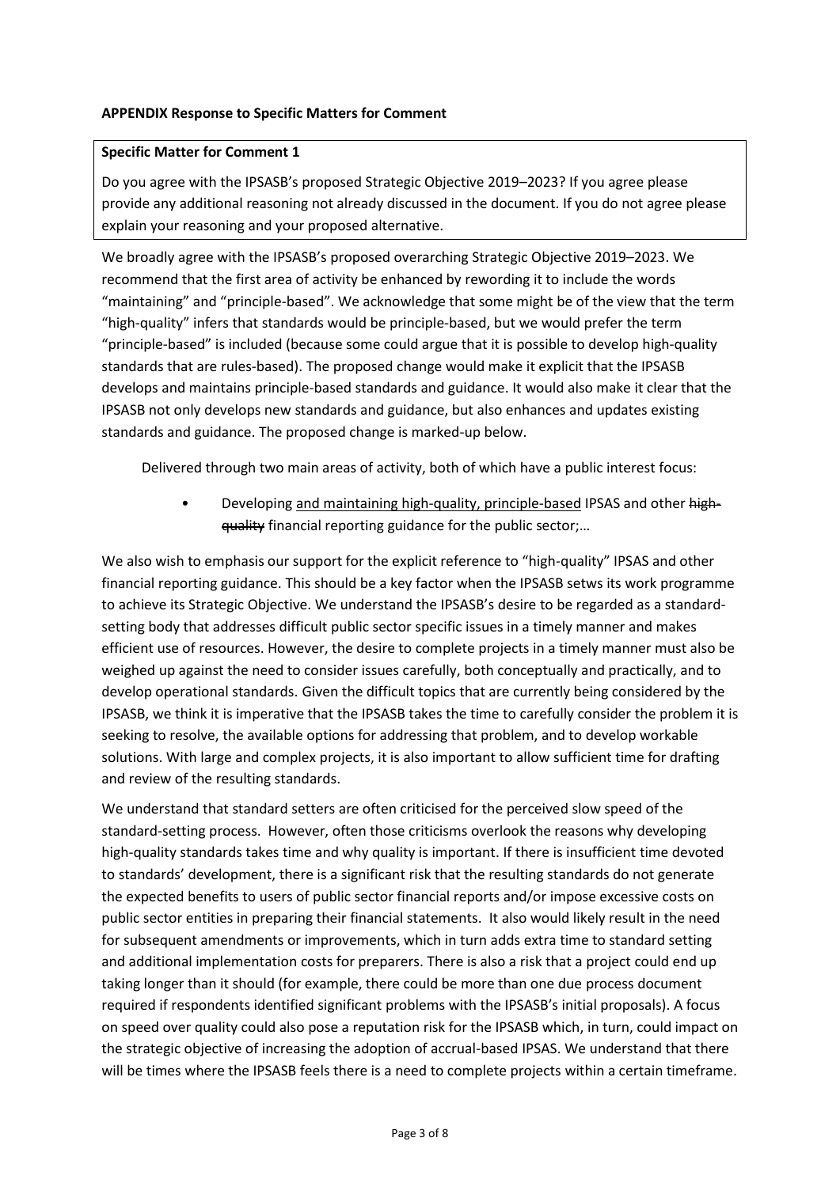**APPENDIX Response to Specific Matters for Comment**

**Specific Matter for Comment 1**

Do you agree with the IPSASB's proposed Strategic Objective 2019–2023? If you agree please provide any additional reasoning not already discussed in the document. If you do not agree please explain your reasoning and your proposed alternative.

We broadly agree with the IPSASB's proposed overarching Strategic Objective 2019–2023. We recommend that the first area of activity be enhanced by rewording it to include the words "maintaining" and "principle-based". We acknowledge that some might be of the view that the term "high-quality" infers that standards would be principle-based, but we would prefer the term "principle-based" is included (because some could argue that it is possible to develop high-quality standards that are rules-based). The proposed change would make it explicit that the IPSASB develops and maintains principle-based standards and guidance. It would also make it clear that the IPSASB not only develops new standards and guidance, but also enhances and updates existing standards and guidance. The proposed change is marked-up below.

> Delivered through two main areas of activity, both of which have a public interest focus:
>
> - Developing <u>and maintaining high-quality, principle-based</u> IPSAS and other ~~high-quality~~ financial reporting guidance for the public sector;…

We also wish to emphasis our support for the explicit reference to "high-quality" IPSAS and other financial reporting guidance. This should be a key factor when the IPSASB setws its work programme to achieve its Strategic Objective. We understand the IPSASB's desire to be regarded as a standard-setting body that addresses difficult public sector specific issues in a timely manner and makes efficient use of resources. However, the desire to complete projects in a timely manner must also be weighed up against the need to consider issues carefully, both conceptually and practically, and to develop operational standards. Given the difficult topics that are currently being considered by the IPSASB, we think it is imperative that the IPSASB takes the time to carefully consider the problem it is seeking to resolve, the available options for addressing that problem, and to develop workable solutions. With large and complex projects, it is also important to allow sufficient time for drafting and review of the resulting standards.

We understand that standard setters are often criticised for the perceived slow speed of the standard-setting process. However, often those criticisms overlook the reasons why developing high-quality standards takes time and why quality is important. If there is insufficient time devoted to standards' development, there is a significant risk that the resulting standards do not generate the expected benefits to users of public sector financial reports and/or impose excessive costs on public sector entities in preparing their financial statements. It also would likely result in the need for subsequent amendments or improvements, which in turn adds extra time to standard setting and additional implementation costs for preparers. There is also a risk that a project could end up taking longer than it should (for example, there could be more than one due process document required if respondents identified significant problems with the IPSASB's initial proposals). A focus on speed over quality could also pose a reputation risk for the IPSASB which, in turn, could impact on the strategic objective of increasing the adoption of accrual-based IPSAS. We understand that there will be times where the IPSASB feels there is a need to complete projects within a certain timeframe.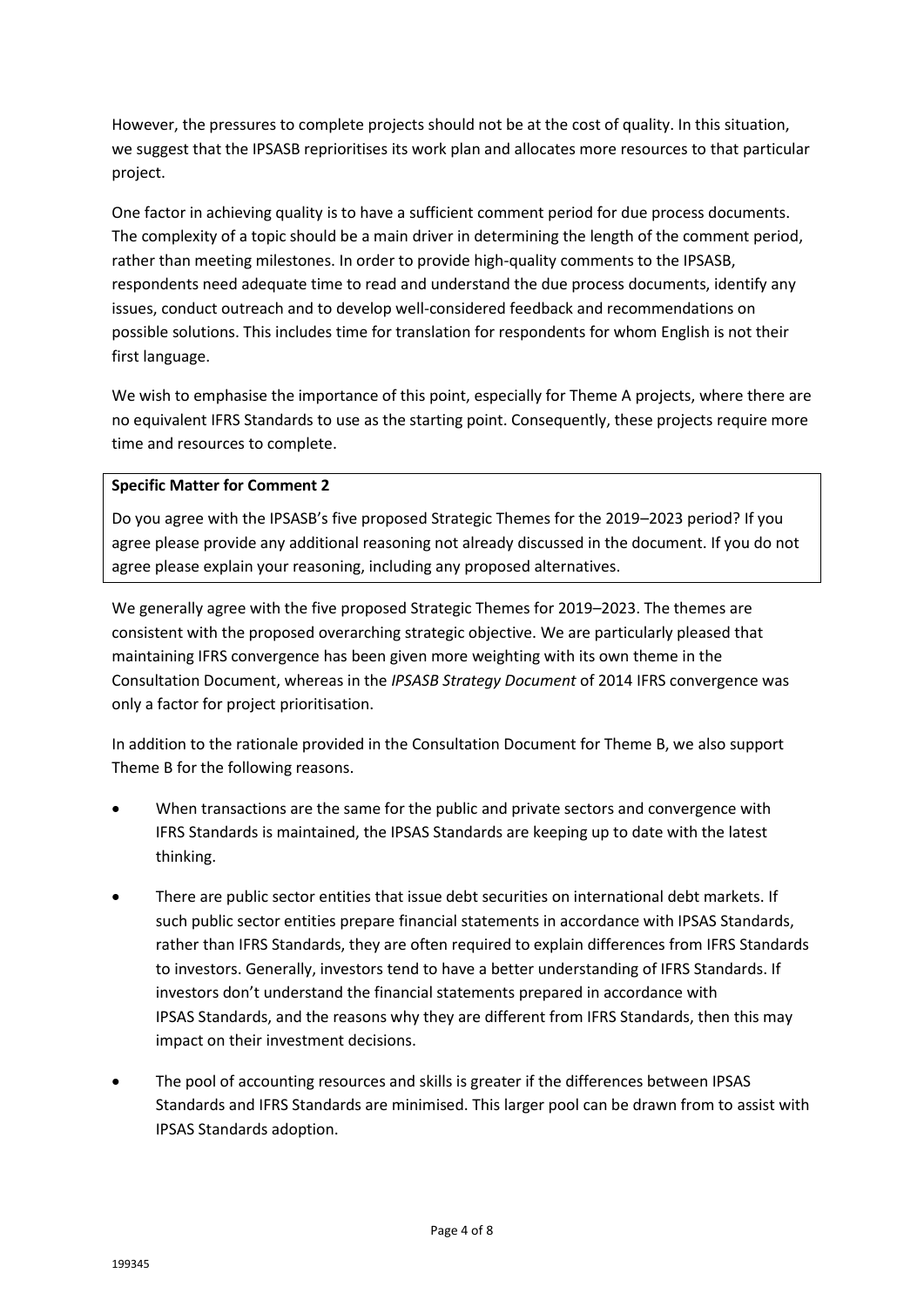However, the pressures to complete projects should not be at the cost of quality. In this situation, we suggest that the IPSASB reprioritises its work plan and allocates more resources to that particular project.

One factor in achieving quality is to have a sufficient comment period for due process documents. The complexity of a topic should be a main driver in determining the length of the comment period, rather than meeting milestones. In order to provide high-quality comments to the IPSASB, respondents need adequate time to read and understand the due process documents, identify any issues, conduct outreach and to develop well-considered feedback and recommendations on possible solutions. This includes time for translation for respondents for whom English is not their first language.

We wish to emphasise the importance of this point, especially for Theme A projects, where there are no equivalent IFRS Standards to use as the starting point. Consequently, these projects require more time and resources to complete.

**Specific Matter for Comment 2**

Do you agree with the IPSASB's five proposed Strategic Themes for the 2019–2023 period? If you agree please provide any additional reasoning not already discussed in the document. If you do not agree please explain your reasoning, including any proposed alternatives.

We generally agree with the five proposed Strategic Themes for 2019–2023. The themes are consistent with the proposed overarching strategic objective. We are particularly pleased that maintaining IFRS convergence has been given more weighting with its own theme in the Consultation Document, whereas in the *IPSASB Strategy Document* of 2014 IFRS convergence was only a factor for project prioritisation.

In addition to the rationale provided in the Consultation Document for Theme B, we also support Theme B for the following reasons.

- When transactions are the same for the public and private sectors and convergence with IFRS Standards is maintained, the IPSAS Standards are keeping up to date with the latest thinking.
- There are public sector entities that issue debt securities on international debt markets. If such public sector entities prepare financial statements in accordance with IPSAS Standards, rather than IFRS Standards, they are often required to explain differences from IFRS Standards to investors. Generally, investors tend to have a better understanding of IFRS Standards. If investors don't understand the financial statements prepared in accordance with IPSAS Standards, and the reasons why they are different from IFRS Standards, then this may impact on their investment decisions.
- The pool of accounting resources and skills is greater if the differences between IPSAS Standards and IFRS Standards are minimised. This larger pool can be drawn from to assist with IPSAS Standards adoption.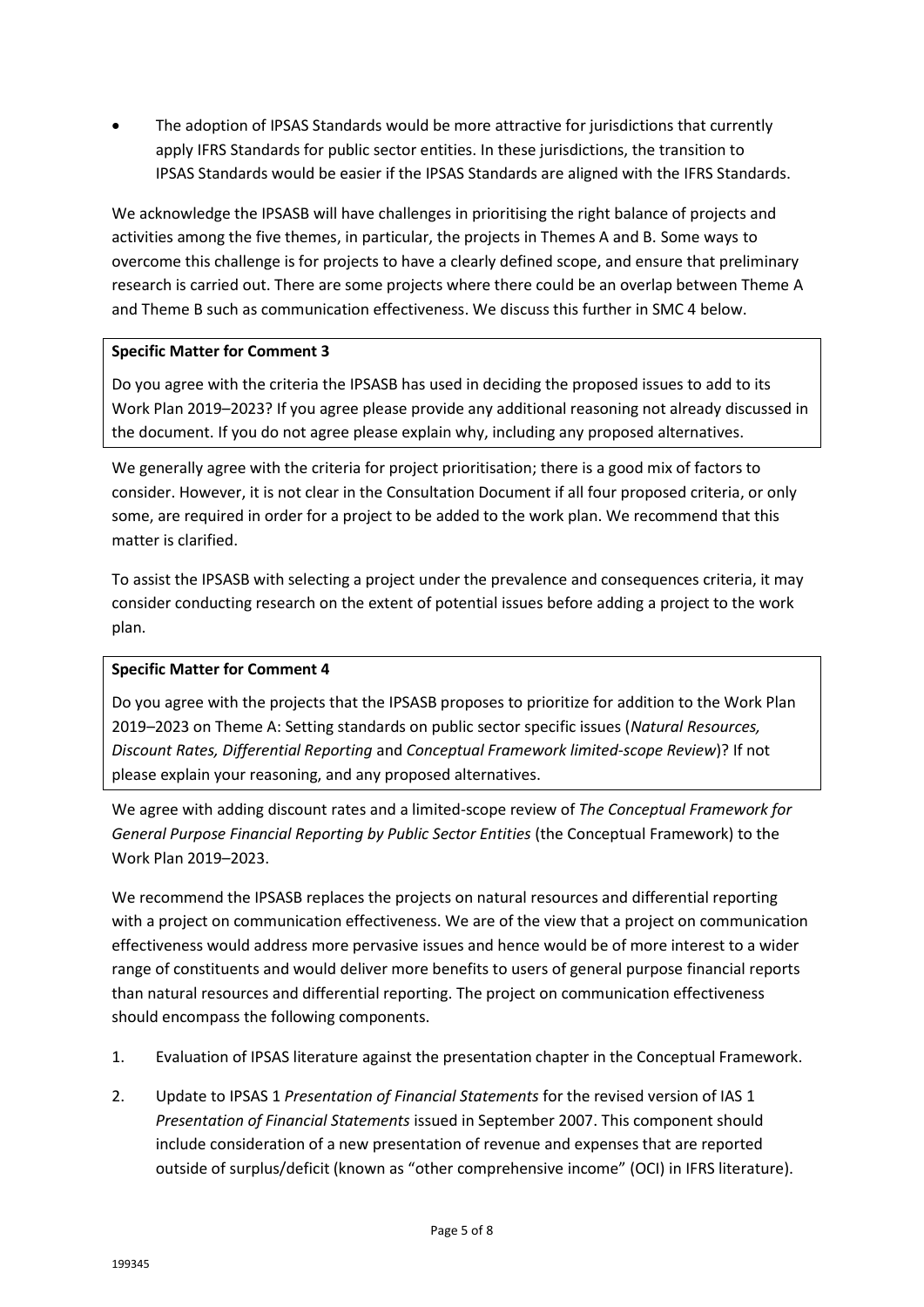- The adoption of IPSAS Standards would be more attractive for jurisdictions that currently apply IFRS Standards for public sector entities. In these jurisdictions, the transition to IPSAS Standards would be easier if the IPSAS Standards are aligned with the IFRS Standards.

We acknowledge the IPSASB will have challenges in prioritising the right balance of projects and activities among the five themes, in particular, the projects in Themes A and B. Some ways to overcome this challenge is for projects to have a clearly defined scope, and ensure that preliminary research is carried out. There are some projects where there could be an overlap between Theme A and Theme B such as communication effectiveness. We discuss this further in SMC 4 below.

**Specific Matter for Comment 3**

Do you agree with the criteria the IPSASB has used in deciding the proposed issues to add to its Work Plan 2019–2023? If you agree please provide any additional reasoning not already discussed in the document. If you do not agree please explain why, including any proposed alternatives.

We generally agree with the criteria for project prioritisation; there is a good mix of factors to consider. However, it is not clear in the Consultation Document if all four proposed criteria, or only some, are required in order for a project to be added to the work plan. We recommend that this matter is clarified.

To assist the IPSASB with selecting a project under the prevalence and consequences criteria, it may consider conducting research on the extent of potential issues before adding a project to the work plan.

**Specific Matter for Comment 4**

Do you agree with the projects that the IPSASB proposes to prioritize for addition to the Work Plan 2019–2023 on Theme A: Setting standards on public sector specific issues (*Natural Resources, Discount Rates, Differential Reporting* and *Conceptual Framework limited-scope Review*)? If not please explain your reasoning, and any proposed alternatives.

We agree with adding discount rates and a limited-scope review of *The Conceptual Framework for General Purpose Financial Reporting by Public Sector Entities* (the Conceptual Framework) to the Work Plan 2019–2023.

We recommend the IPSASB replaces the projects on natural resources and differential reporting with a project on communication effectiveness. We are of the view that a project on communication effectiveness would address more pervasive issues and hence would be of more interest to a wider range of constituents and would deliver more benefits to users of general purpose financial reports than natural resources and differential reporting. The project on communication effectiveness should encompass the following components.

1. Evaluation of IPSAS literature against the presentation chapter in the Conceptual Framework.
2. Update to IPSAS 1 *Presentation of Financial Statements* for the revised version of IAS 1 *Presentation of Financial Statements* issued in September 2007. This component should include consideration of a new presentation of revenue and expenses that are reported outside of surplus/deficit (known as "other comprehensive income" (OCI) in IFRS literature).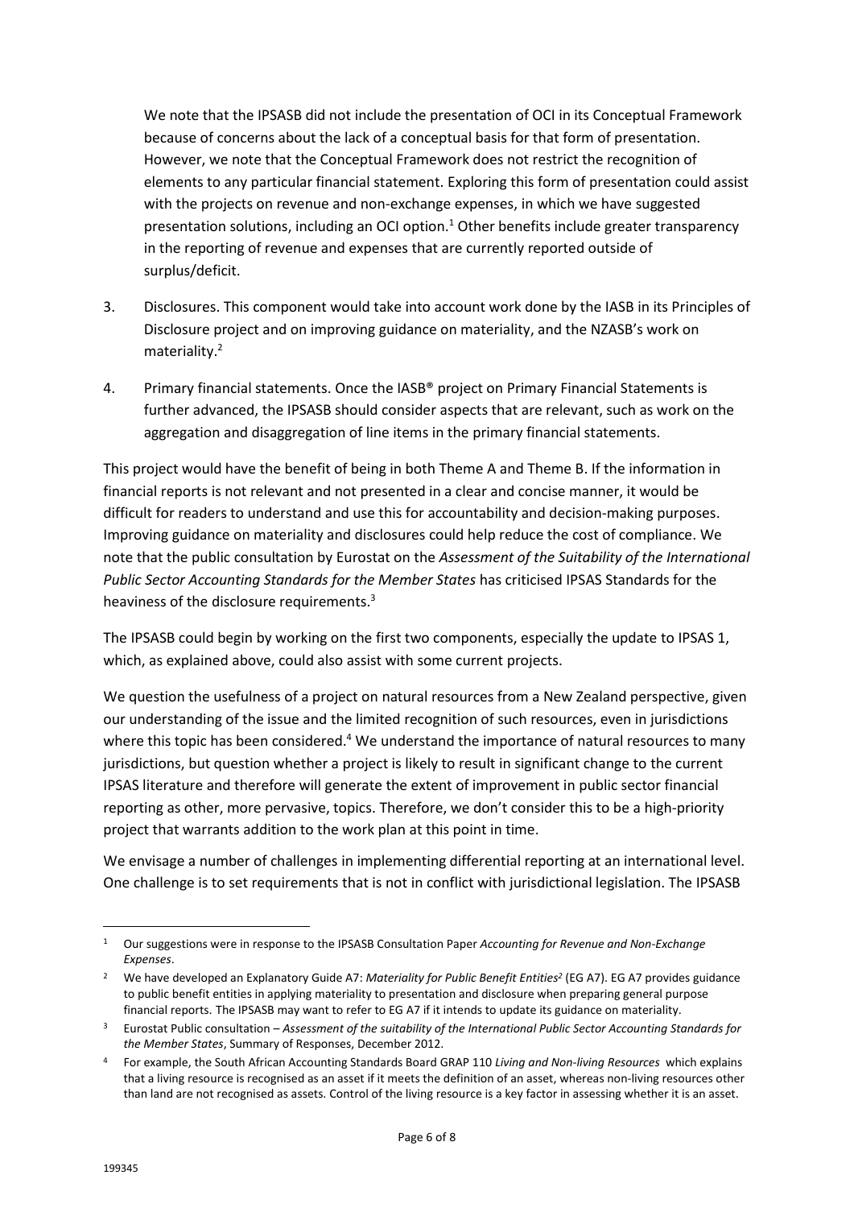We note that the IPSASB did not include the presentation of OCI in its Conceptual Framework because of concerns about the lack of a conceptual basis for that form of presentation. However, we note that the Conceptual Framework does not restrict the recognition of elements to any particular financial statement. Exploring this form of presentation could assist with the projects on revenue and non-exchange expenses, in which we have suggested presentation solutions, including an OCI option.[1] Other benefits include greater transparency in the reporting of revenue and expenses that are currently reported outside of surplus/deficit.

3. Disclosures. This component would take into account work done by the IASB in its Principles of Disclosure project and on improving guidance on materiality, and the NZASB's work on materiality.[2]

4. Primary financial statements. Once the IASB® project on Primary Financial Statements is further advanced, the IPSASB should consider aspects that are relevant, such as work on the aggregation and disaggregation of line items in the primary financial statements.

This project would have the benefit of being in both Theme A and Theme B. If the information in financial reports is not relevant and not presented in a clear and concise manner, it would be difficult for readers to understand and use this for accountability and decision-making purposes. Improving guidance on materiality and disclosures could help reduce the cost of compliance. We note that the public consultation by Eurostat on the *Assessment of the Suitability of the International Public Sector Accounting Standards for the Member States* has criticised IPSAS Standards for the heaviness of the disclosure requirements.[3]

The IPSASB could begin by working on the first two components, especially the update to IPSAS 1, which, as explained above, could also assist with some current projects.

We question the usefulness of a project on natural resources from a New Zealand perspective, given our understanding of the issue and the limited recognition of such resources, even in jurisdictions where this topic has been considered.[4] We understand the importance of natural resources to many jurisdictions, but question whether a project is likely to result in significant change to the current IPSAS literature and therefore will generate the extent of improvement in public sector financial reporting as other, more pervasive, topics. Therefore, we don't consider this to be a high-priority project that warrants addition to the work plan at this point in time.

We envisage a number of challenges in implementing differential reporting at an international level. One challenge is to set requirements that is not in conflict with jurisdictional legislation. The IPSASB

---

[1] Our suggestions were in response to the IPSASB Consultation Paper *Accounting for Revenue and Non-Exchange Expenses*.

[2] We have developed an Explanatory Guide A7: *Materiality for Public Benefit Entities[2]* (EG A7). EG A7 provides guidance to public benefit entities in applying materiality to presentation and disclosure when preparing general purpose financial reports. The IPSASB may want to refer to EG A7 if it intends to update its guidance on materiality.

[3] Eurostat Public consultation – *Assessment of the suitability of the International Public Sector Accounting Standards for the Member States*, Summary of Responses, December 2012.

[4] For example, the South African Accounting Standards Board GRAP 110 *Living and Non-living Resources* which explains that a living resource is recognised as an asset if it meets the definition of an asset, whereas non-living resources other than land are not recognised as assets. Control of the living resource is a key factor in assessing whether it is an asset.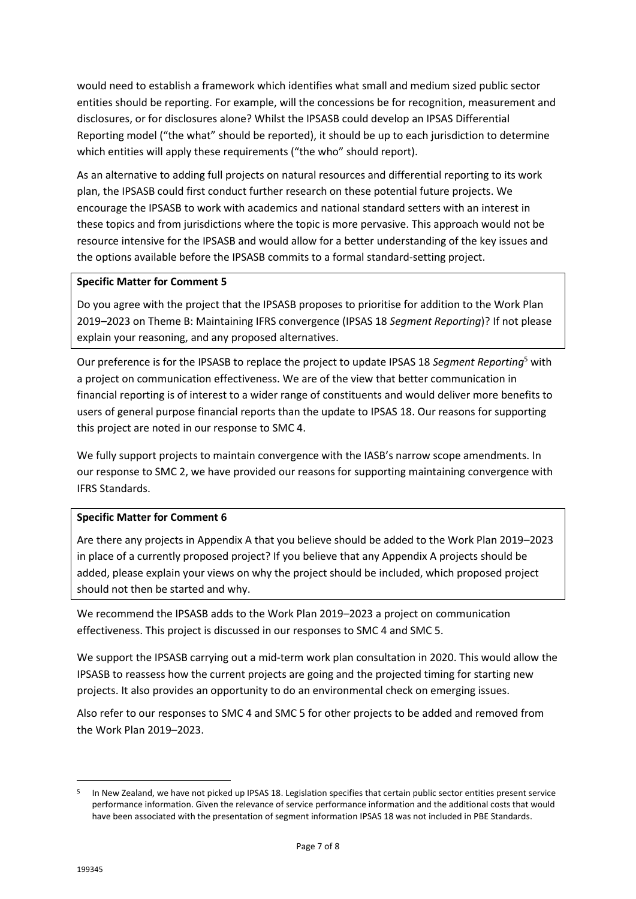would need to establish a framework which identifies what small and medium sized public sector entities should be reporting. For example, will the concessions be for recognition, measurement and disclosures, or for disclosures alone? Whilst the IPSASB could develop an IPSAS Differential Reporting model ("the what" should be reported), it should be up to each jurisdiction to determine which entities will apply these requirements ("the who" should report).

As an alternative to adding full projects on natural resources and differential reporting to its work plan, the IPSASB could first conduct further research on these potential future projects. We encourage the IPSASB to work with academics and national standard setters with an interest in these topics and from jurisdictions where the topic is more pervasive. This approach would not be resource intensive for the IPSASB and would allow for a better understanding of the key issues and the options available before the IPSASB commits to a formal standard-setting project.

**Specific Matter for Comment 5**

Do you agree with the project that the IPSASB proposes to prioritise for addition to the Work Plan 2019–2023 on Theme B: Maintaining IFRS convergence (IPSAS 18 *Segment Reporting*)? If not please explain your reasoning, and any proposed alternatives.

Our preference is for the IPSASB to replace the project to update IPSAS 18 *Segment Reporting*[5] with a project on communication effectiveness. We are of the view that better communication in financial reporting is of interest to a wider range of constituents and would deliver more benefits to users of general purpose financial reports than the update to IPSAS 18. Our reasons for supporting this project are noted in our response to SMC 4.

We fully support projects to maintain convergence with the IASB's narrow scope amendments. In our response to SMC 2, we have provided our reasons for supporting maintaining convergence with IFRS Standards.

**Specific Matter for Comment 6**

Are there any projects in Appendix A that you believe should be added to the Work Plan 2019–2023 in place of a currently proposed project? If you believe that any Appendix A projects should be added, please explain your views on why the project should be included, which proposed project should not then be started and why.

We recommend the IPSASB adds to the Work Plan 2019–2023 a project on communication effectiveness. This project is discussed in our responses to SMC 4 and SMC 5.

We support the IPSASB carrying out a mid-term work plan consultation in 2020. This would allow the IPSASB to reassess how the current projects are going and the projected timing for starting new projects. It also provides an opportunity to do an environmental check on emerging issues.

Also refer to our responses to SMC 4 and SMC 5 for other projects to be added and removed from the Work Plan 2019–2023.

---

[5] In New Zealand, we have not picked up IPSAS 18. Legislation specifies that certain public sector entities present service performance information. Given the relevance of service performance information and the additional costs that would have been associated with the presentation of segment information IPSAS 18 was not included in PBE Standards.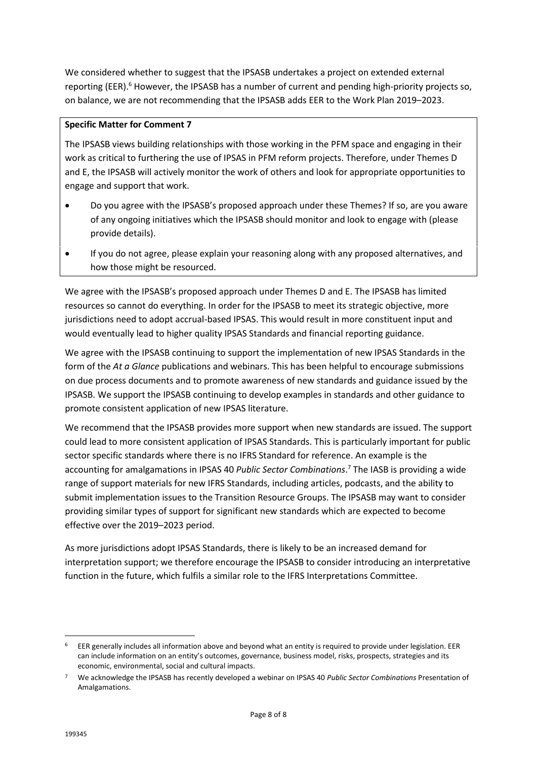We considered whether to suggest that the IPSASB undertakes a project on extended external reporting (EER).[6] However, the IPSASB has a number of current and pending high-priority projects so, on balance, we are not recommending that the IPSASB adds EER to the Work Plan 2019–2023.

**Specific Matter for Comment 7**

The IPSASB views building relationships with those working in the PFM space and engaging in their work as critical to furthering the use of IPSAS in PFM reform projects. Therefore, under Themes D and E, the IPSASB will actively monitor the work of others and look for appropriate opportunities to engage and support that work.

- Do you agree with the IPSASB's proposed approach under these Themes? If so, are you aware of any ongoing initiatives which the IPSASB should monitor and look to engage with (please provide details).
- If you do not agree, please explain your reasoning along with any proposed alternatives, and how those might be resourced.

We agree with the IPSASB's proposed approach under Themes D and E. The IPSASB has limited resources so cannot do everything. In order for the IPSASB to meet its strategic objective, more jurisdictions need to adopt accrual-based IPSAS. This would result in more constituent input and would eventually lead to higher quality IPSAS Standards and financial reporting guidance.

We agree with the IPSASB continuing to support the implementation of new IPSAS Standards in the form of the *At a Glance* publications and webinars. This has been helpful to encourage submissions on due process documents and to promote awareness of new standards and guidance issued by the IPSASB. We support the IPSASB continuing to develop examples in standards and other guidance to promote consistent application of new IPSAS literature.

We recommend that the IPSASB provides more support when new standards are issued. The support could lead to more consistent application of IPSAS Standards. This is particularly important for public sector specific standards where there is no IFRS Standard for reference. An example is the accounting for amalgamations in IPSAS 40 *Public Sector Combinations*.[7] The IASB is providing a wide range of support materials for new IFRS Standards, including articles, podcasts, and the ability to submit implementation issues to the Transition Resource Groups. The IPSASB may want to consider providing similar types of support for significant new standards which are expected to become effective over the 2019–2023 period.

As more jurisdictions adopt IPSAS Standards, there is likely to be an increased demand for interpretation support; we therefore encourage the IPSASB to consider introducing an interpretative function in the future, which fulfils a similar role to the IFRS Interpretations Committee.

---

[6] EER generally includes all information above and beyond what an entity is required to provide under legislation. EER can include information on an entity's outcomes, governance, business model, risks, prospects, strategies and its economic, environmental, social and cultural impacts.

[7] We acknowledge the IPSASB has recently developed a webinar on IPSAS 40 *Public Sector Combinations* Presentation of Amalgamations.

199345